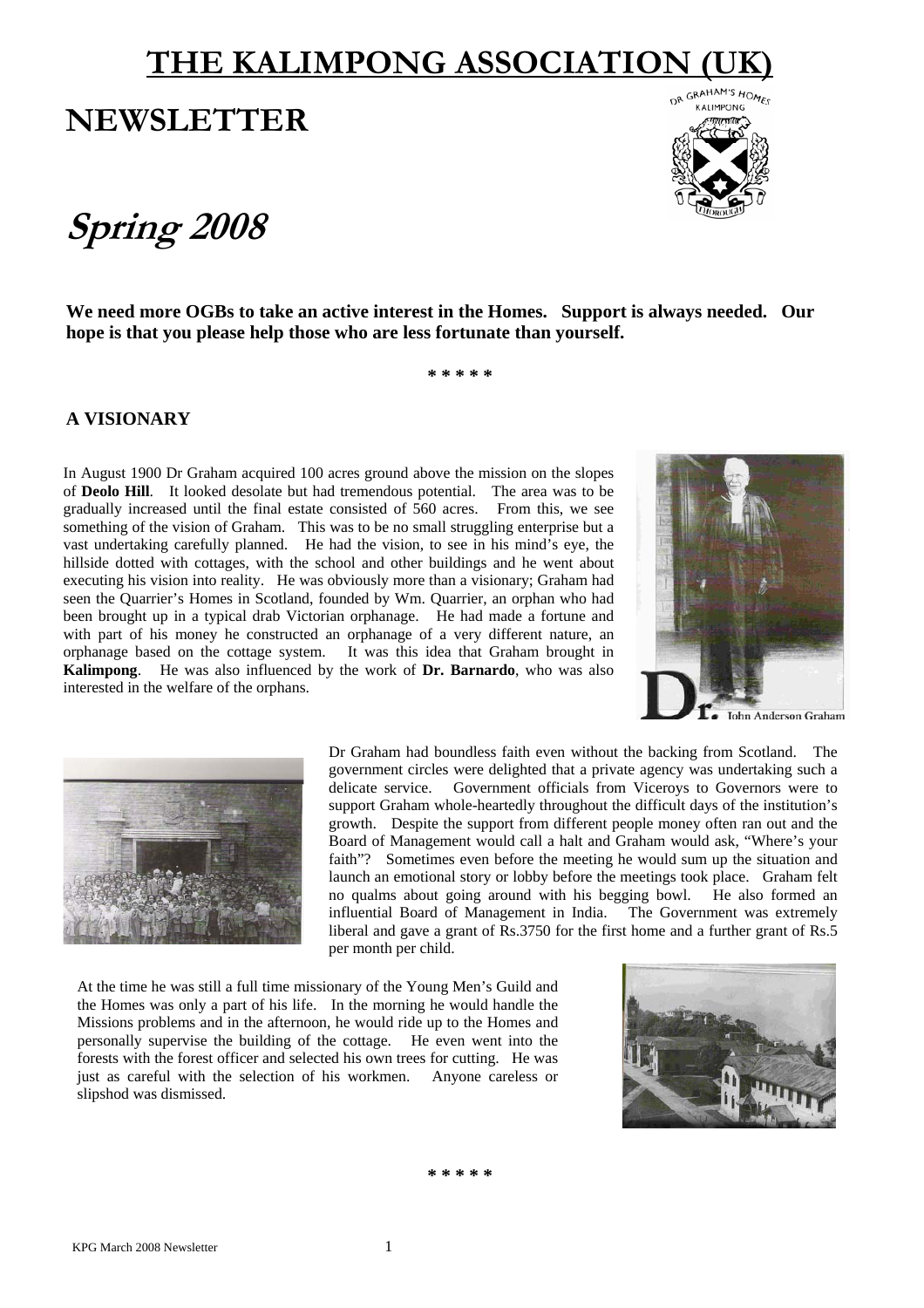# THE KALIMPONG ASSOCIATION (UK)

# NEWSLETTER

## *Spring 2008*

**We need more OGBs to take an active interest in the Homes. Support is always needed. Our hope is that you please help those who are less fortunate than yourself.**

\* \* \* \* \*

### A VISIONARY

In August 1900 Dr Graham acquired 100 acres ground above the mission on the slopes of **Deolo Hill**. It looked desolate but had tremendous potential. The area was to be gradually increased until the final estate consisted of 560 acres. From this, we see something of the vision of Graham. This was to be no small struggling enterprise but a vast undertaking carefully planned. He had the vision, to see in his mind's eye, the hillside dotted with cottages, with the school and other buildings and he went about executing his vision into reality. He was obviously more than a visionary; Graham had seen the Quarrier's Homes in Scotland, founded by Wm. Quarrier, an orphan who had been brought up in a typical drab Victorian orphanage. He had made a fortune and with part of his money he constructed an orphanage of a very different nature, an orphanage based on the cottage system. It was this idea that Graham brought in **Kalimpong**. He was also influenced by the work of **Dr. Barnardo**, who was also interested in the welfare of the orphans.

Dr. John Anderson Graham

Dr Graham had boundless faith even without the backing from Scotland. The government circles were delighted that a private agency was undertaking such a delicate service. Government officials from Viceroys to Governors were to support Graham whole-heartedly throughout the difficult days of the institution's growth. Despite the support from different people money often ran out and the Board of Management would call a halt and Graham would ask, "Where's your faith"? Sometimes even before the meeting he would sum up the situation and launch an emotional story or lobby before the meetings took place. Graham felt no qualms about going around with his begging bowl. He also formed an influential Board of Management in India. The Government was extremely liberal and gave a grant of Rs.3750 for the first home and a further grant of Rs.5 per month per child.

At the time he was still a full time missionary of the Young Men's Guild and the Homes was only a part of his life. In the morning he would handle the Missions problems and in the afternoon, he would ride up to the Homes and personally supervise the building of the cottage. He even went into the forests with the forest officer and selected his own trees for cutting. He was just as careful with the selection of his workmen. Anyone careless or slipshod was dismissed.

\* \* \* \* \*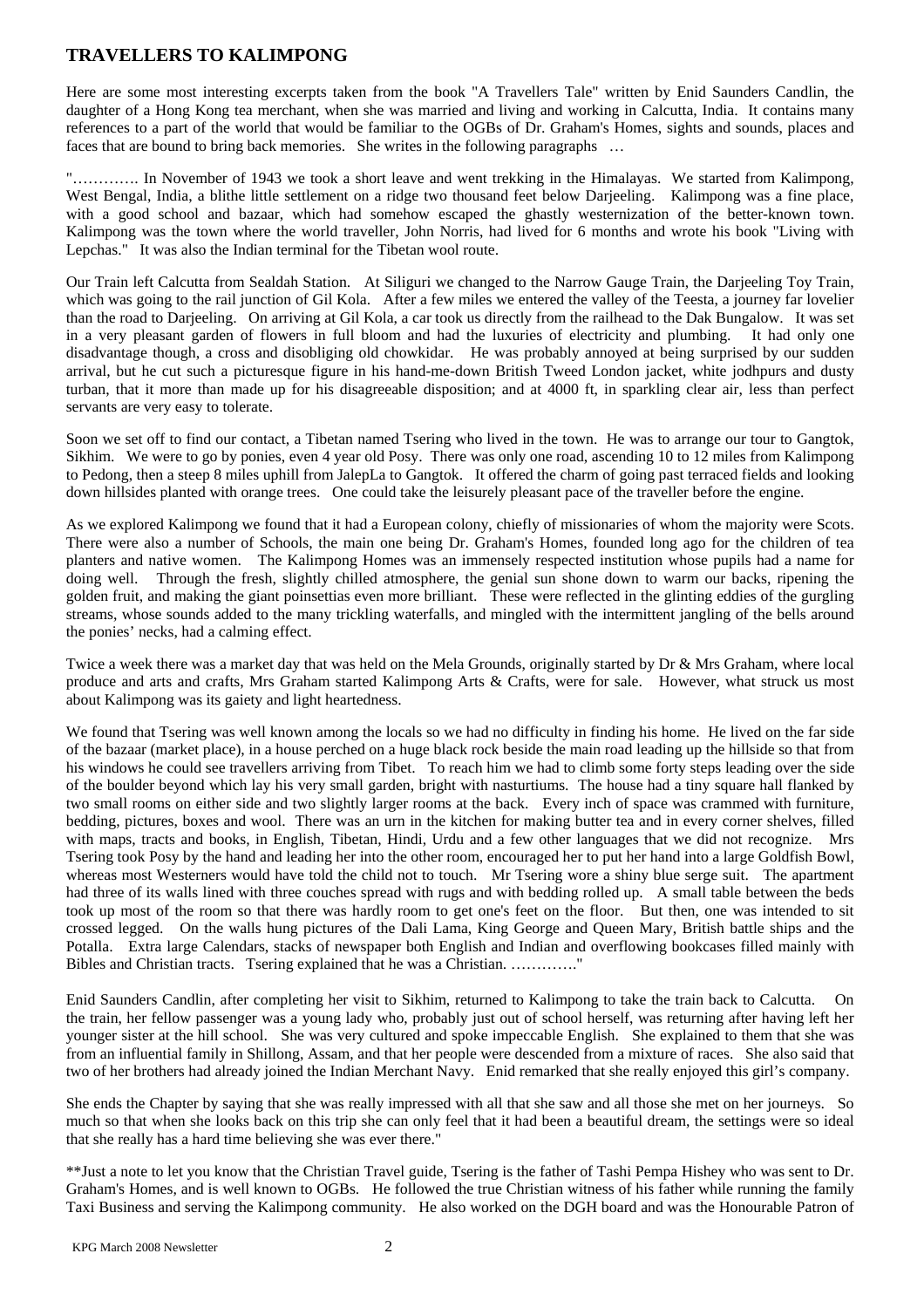## TRAVELLERS TO KALIMPONG

Here are some most interesting excerpts taken from the book "A Travellers Tale" written by Enid Saunders Candlin, the daughter of a Hong Kong tea merchant, when she was married and living and working in Calcutta, India. It contains many references to a part of the world that would be familiar to the OGBs of Dr. Graham's Homes, sights and sounds, places and faces that are bound to bring back memories. She writes in the following paragraphs …

"…………. In November of 1943 we took a short leave and went trekking in the Himalayas. We started from Kalimpong, West Bengal, India, a blithe little settlement on a ridge two thousand feet below Darjeeling. Kalimpong was a fine place, with a good school and bazaar, which had somehow escaped the ghastly westernization of the better-known town. Kalimpong was the town where the world traveller, John Norris, had lived for 6 months and wrote his book "Living with Lepchas." It was also the Indian terminal for the Tibetan wool route.

Our Train left Calcutta from Sealdah Station. At Siliguri we changed to the Narrow Gauge Train, the Darjeeling Toy Train, which was going to the rail junction of Gil Kola. After a few miles we entered the valley of the Teesta, a journey far lovelier than the road to Darjeeling. On arriving at Gil Kola, a car took us directly from the railhead to the Dak Bungalow. It was set in a very pleasant garden of flowers in full bloom and had the luxuries of electricity and plumbing. It had only one disadvantage though, a cross and disobliging old chowkidar. He was probably annoyed at being surprised by our sudden arrival, but he cut such a picturesque figure in his hand-me-down British Tweed London jacket, white jodhpurs and dusty turban, that it more than made up for his disagreeable disposition; and at 4000 ft, in sparkling clear air, less than perfect servants are very easy to tolerate.

Soon we set off to find our contact, a Tibetan named Tsering who lived in the town. He was to arrange our tour to Gangtok, Sikhim. We were to go by ponies, even 4 year old Posy. There was only one road, ascending 10 to 12 miles from Kalimpong to Pedong, then a steep 8 miles uphill from JalepLa to Gangtok. It offered the charm of going past terraced fields and looking down hillsides planted with orange trees. One could take the leisurely pleasant pace of the traveller before the engine.

As we explored Kalimpong we found that it had a European colony, chiefly of missionaries of whom the majority were Scots. There were also a number of Schools, the main one being Dr. Graham's Homes, founded long ago for the children of tea planters and native women. The Kalimpong Homes was an immensely respected institution whose pupils had a name for doing well. Through the fresh, slightly chilled atmosphere, the genial sun shone down to warm our backs, ripening the golden fruit, and making the giant poinsettias even more brilliant. These were reflected in the glinting eddies of the gurgling streams, whose sounds added to the many trickling waterfalls, and mingled with the intermittent jangling of the bells around the ponies' necks, had a calming effect.

Twice a week there was a market day that was held on the Mela Grounds, originally started by Dr & Mrs Graham, where local produce and arts and crafts, Mrs Graham started Kalimpong Arts & Crafts, were for sale. However, what struck us most about Kalimpong was its gaiety and light heartedness.

We found that Tsering was well known among the locals so we had no difficulty in finding his home. He lived on the far side of the bazaar (market place), in a house perched on a huge black rock beside the main road leading up the hillside so that from his windows he could see travellers arriving from Tibet. To reach him we had to climb some forty steps leading over the side of the boulder beyond which lay his very small garden, bright with nasturtiums. The house had a tiny square hall flanked by two small rooms on either side and two slightly larger rooms at the back. Every inch of space was crammed with furniture, bedding, pictures, boxes and wool. There was an urn in the kitchen for making butter tea and in every corner shelves, filled with maps, tracts and books, in English, Tibetan, Hindi, Urdu and a few other languages that we did not recognize. Mrs Tsering took Posy by the hand and leading her into the other room, encouraged her to put her hand into a large Goldfish Bowl, whereas most Westerners would have told the child not to touch. Mr Tsering wore a shiny blue serge suit. The apartment had three of its walls lined with three couches spread with rugs and with bedding rolled up. A small table between the beds took up most of the room so that there was hardly room to get one's feet on the floor. But then, one was intended to sit crossed legged. On the walls hung pictures of the Dali Lama, King George and Queen Mary, British battle ships and the Potalla. Extra large Calendars, stacks of newspaper both English and Indian and overflowing bookcases filled mainly with Bibles and Christian tracts. Tsering explained that he was a Christian. …………."

Enid Saunders Candlin, after completing her visit to Sikhim, returned to Kalimpong to take the train back to Calcutta. On the train, her fellow passenger was a young lady who, probably just out of school herself, was returning after having left her younger sister at the hill school. She was very cultured and spoke impeccable English. She explained to them that she was from an influential family in Shillong, Assam, and that her people were descended from a mixture of races. She also said that two of her brothers had already joined the Indian Merchant Navy. Enid remarked that she really enjoyed this girl's company.

She ends the Chapter by saying that she was really impressed with all that she saw and all those she met on her journeys. So much so that when she looks back on this trip she can only feel that it had been a beautiful dream, the settings were so ideal that she really has a hard time believing she was ever there."

**Just a note to let you know that the Christian Travel guide, Tsering is the father of Tashi Pempa Hishey who was sent to Dr. Graham's Homes, and is well known to OGBs. He followed the true Christian witness of his father while running the family Taxi Business and serving the Kalimpong community. He also worked on the DGH board and was the Honourable Patron of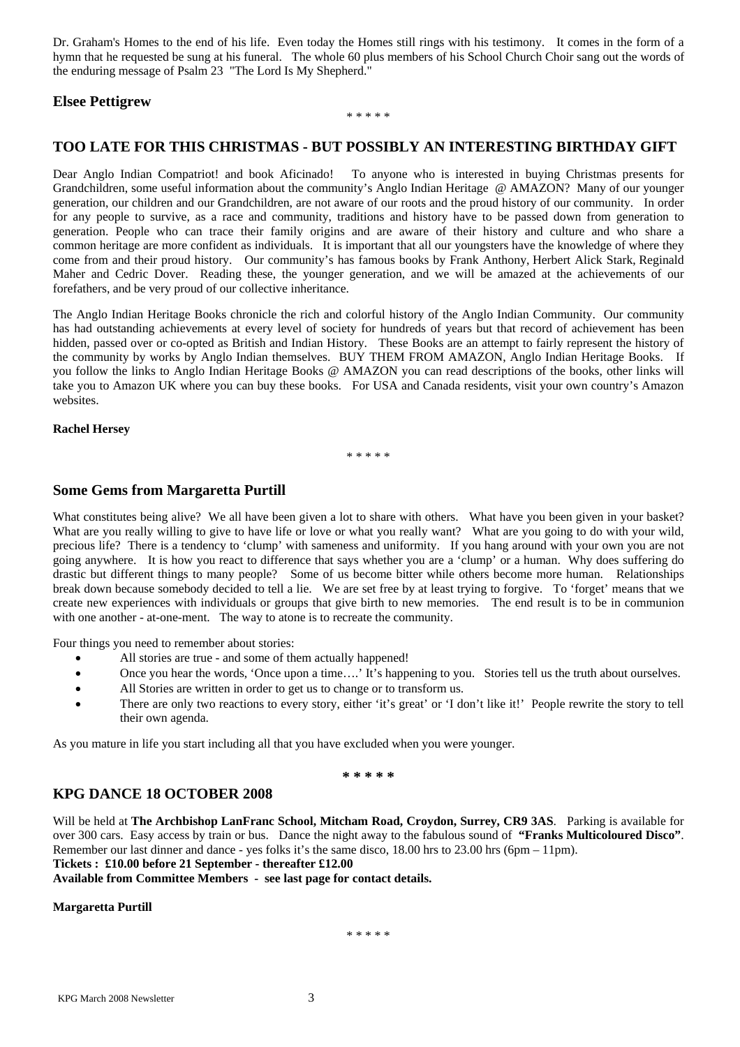Dr. Graham's Homes to the end of his life. Even today the Homes still rings with his testimony. It comes in the form of a hymn that he requested be sung at his funeral. The whole 60 plus members of his School Church Choir sang out the words of the enduring message of Psalm 23 "The Lord Is My Shepherd."

**Elsee Pettigrew**

\* \* \* \* \*

## TOO LATE FOR THIS CHRISTMAS - BUT POSSIBLY AN INTERESTING BIRTHDAY GIFT

Dear Anglo Indian Compatriot! and book Aficinado! To anyone who is interested in buying Christmas presents for Grandchildren, some useful information about the community's Anglo Indian Heritage @ AMAZON? Many of our younger generation, our children and our Grandchildren, are not aware of our roots and the proud history of our community. In order for any people to survive, as a race and community, traditions and history have to be passed down from generation to generation. People who can trace their family origins and are aware of their history and culture and who share a common heritage are more confident as individuals. It is important that all our youngsters have the knowledge of where they come from and their proud history. Our community's has famous books by Frank Anthony, Herbert Alick Stark, Reginald Maher and Cedric Dover. Reading these, the younger generation, and we will be amazed at the achievements of our forefathers, and be very proud of our collective inheritance.

The Anglo Indian Heritage Books chronicle the rich and colorful history of the Anglo Indian Community. Our community has had outstanding achievements at every level of society for hundreds of years but that record of achievement has been hidden, passed over or co-opted as British and Indian History. These Books are an attempt to fairly represent the history of the community by works by Anglo Indian themselves. BUY THEM FROM AMAZON, Anglo Indian Heritage Books. If you follow the links to Anglo Indian Heritage Books @ AMAZON you can read descriptions of the books, other links will take you to Amazon UK where you can buy these books. For USA and Canada residents, visit your own country's Amazon websites.

**Rachel Hersey**

\* \* \* \* \*

## Some Gems from Margaretta Purtill

What constitutes being alive? We all have been given a lot to share with others. What have you been given in your basket? What are you really willing to give to have life or love or what you really want? What are you going to do with your wild, precious life? There is a tendency to 'clump' with sameness and uniformity. If you hang around with your own you are not going anywhere. It is how you react to difference that says whether you are a 'clump' or a human. Why does suffering do drastic but different things to many people? Some of us become bitter while others become more human. Relationships break down because somebody decided to tell a lie. We are set free by at least trying to forgive. To 'forget' means that we create new experiences with individuals or groups that give birth to new memories. The end result is to be in communion with one another - at-one-ment. The way to atone is to recreate the community.

Four things you need to remember about stories:

- All stories are true - and some of them actually happened!
- Once you hear the words, 'Once upon a time….' It's happening to you. Stories tell us the truth about ourselves.
- All Stories are written in order to get us to change or to transform us.
- There are only two reactions to every story, either 'it's great' or 'I don't like it!' People rewrite the story to tell their own agenda.

As you mature in life you start including all that you have excluded when you were younger.

**\* \* \* \* \***

## KPG DANCE 18 OCTOBER 2008

Will be held at **The Archbishop LanFranc School, Mitcham Road, Croydon, Surrey, CR9 3AS**. Parking is available for over 300 cars. Easy access by train or bus. Dance the night away to the fabulous sound of **"Franks Multicoloured Disco"**. Remember our last dinner and dance - yes folks it's the same disco, 18.00 hrs to 23.00 hrs (6pm – 11pm).

**Tickets : £10.00 before 21 September - thereafter £12.00**

**Available from Committee Members - see last page for contact details.**

**Margaretta Purtill**

\* \* \* \* \*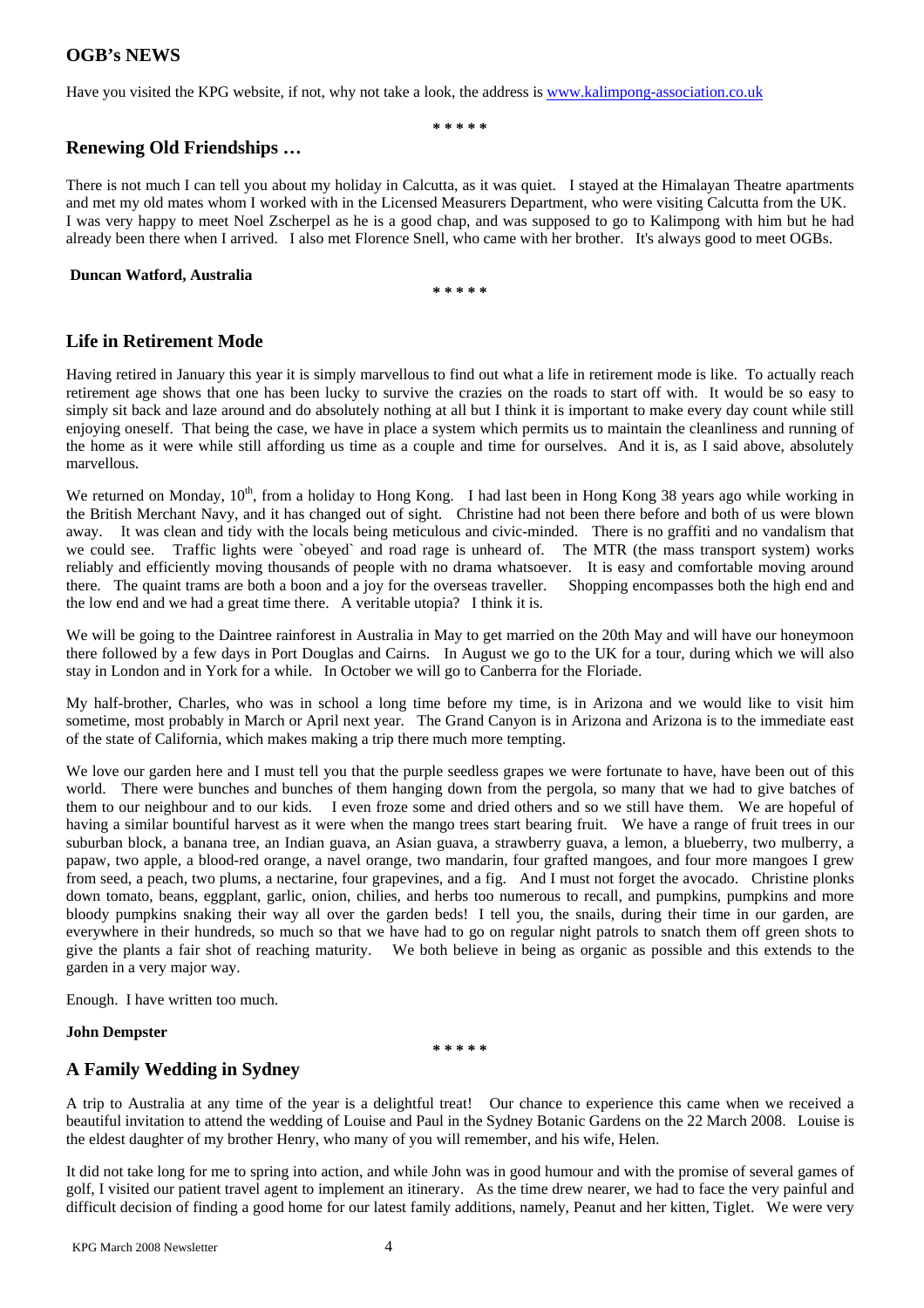## OGB's NEWS

Have you visited the KPG website, if not, why not take a look, the address is www.kalimpong-association.co.uk

\* \* \* \* \*

## Renewing Old Friendships …

There is not much I can tell you about my holiday in Calcutta, as it was quiet. I stayed at the Himalayan Theatre apartments and met my old mates whom I worked with in the Licensed Measurers Department, who were visiting Calcutta from the UK. I was very happy to meet Noel Zscherpel as he is a good chap, and was supposed to go to Kalimpong with him but he had already been there when I arrived. I also met Florence Snell, who came with her brother. It's always good to meet OGBs.

**Duncan Watford, Australia**

\* \* \* \* \*

## Life in Retirement Mode

Having retired in January this year it is simply marvellous to find out what a life in retirement mode is like. To actually reach retirement age shows that one has been lucky to survive the crazies on the roads to start off with. It would be so easy to simply sit back and laze around and do absolutely nothing at all but I think it is important to make every day count while still enjoying oneself. That being the case, we have in place a system which permits us to maintain the cleanliness and running of the home as it were while still affording us time as a couple and time for ourselves. And it is, as I said above, absolutely marvellous.

We returned on Monday, 10th, from a holiday to Hong Kong. I had last been in Hong Kong 38 years ago while working in the British Merchant Navy, and it has changed out of sight. Christine had not been there before and both of us were blown away. It was clean and tidy with the locals being meticulous and civic-minded. There is no graffiti and no vandalism that we could see. Traffic lights were `obeyed` and road rage is unheard of. The MTR (the mass transport system) works reliably and efficiently moving thousands of people with no drama whatsoever. It is easy and comfortable moving around there. The quaint trams are both a boon and a joy for the overseas traveller. Shopping encompasses both the high end and the low end and we had a great time there. A veritable utopia? I think it is.

We will be going to the Daintree rainforest in Australia in May to get married on the 20th May and will have our honeymoon there followed by a few days in Port Douglas and Cairns. In August we go to the UK for a tour, during which we will also stay in London and in York for a while. In October we will go to Canberra for the Floriade.

My half-brother, Charles, who was in school a long time before my time, is in Arizona and we would like to visit him sometime, most probably in March or April next year. The Grand Canyon is in Arizona and Arizona is to the immediate east of the state of California, which makes making a trip there much more tempting.

We love our garden here and I must tell you that the purple seedless grapes we were fortunate to have, have been out of this world. There were bunches and bunches of them hanging down from the pergola, so many that we had to give batches of them to our neighbour and to our kids. I even froze some and dried others and so we still have them. We are hopeful of having a similar bountiful harvest as it were when the mango trees start bearing fruit. We have a range of fruit trees in our suburban block, a banana tree, an Indian guava, an Asian guava, a strawberry guava, a lemon, a blueberry, two mulberry, a papaw, two apple, a blood-red orange, a navel orange, two mandarin, four grafted mangoes, and four more mangoes I grew from seed, a peach, two plums, a nectarine, four grapevines, and a fig. And I must not forget the avocado. Christine plonks down tomato, beans, eggplant, garlic, onion, chilies, and herbs too numerous to recall, and pumpkins, pumpkins and more bloody pumpkins snaking their way all over the garden beds! I tell you, the snails, during their time in our garden, are everywhere in their hundreds, so much so that we have had to go on regular night patrols to snatch them off green shots to give the plants a fair shot of reaching maturity. We both believe in being as organic as possible and this extends to the garden in a very major way.

Enough. I have written too much.

**John Dempster**

\* \* \* \* \*

## A Family Wedding in Sydney

A trip to Australia at any time of the year is a delightful treat! Our chance to experience this came when we received a beautiful invitation to attend the wedding of Louise and Paul in the Sydney Botanic Gardens on the 22 March 2008. Louise is the eldest daughter of my brother Henry, who many of you will remember, and his wife, Helen.

It did not take long for me to spring into action, and while John was in good humour and with the promise of several games of golf, I visited our patient travel agent to implement an itinerary. As the time drew nearer, we had to face the very painful and difficult decision of finding a good home for our latest family additions, namely, Peanut and her kitten, Tiglet. We were very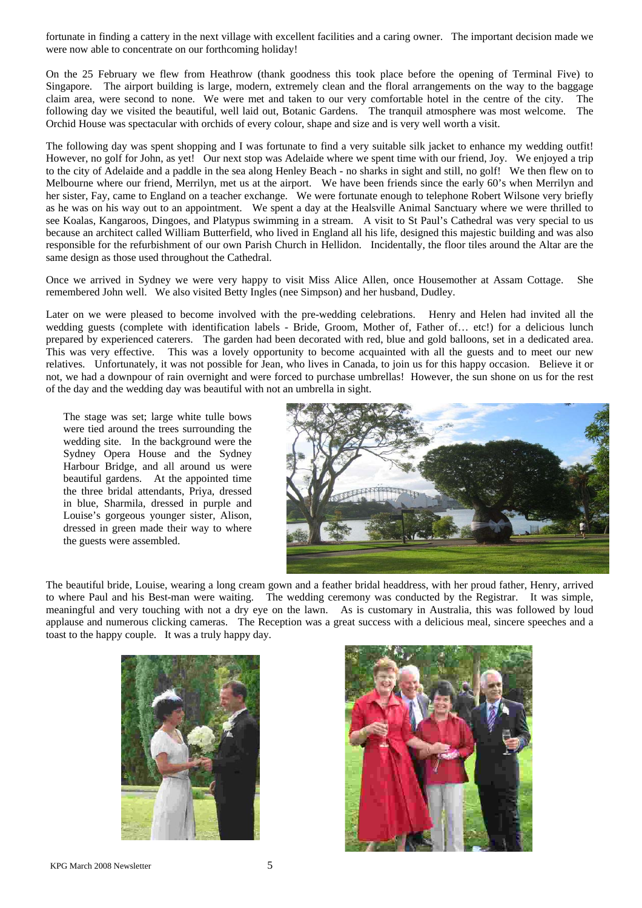fortunate in finding a cattery in the next village with excellent facilities and a caring owner. The important decision made we were now able to concentrate on our forthcoming holiday!

On the 25 February we flew from Heathrow (thank goodness this took place before the opening of Terminal Five) to Singapore. The airport building is large, modern, extremely clean and the floral arrangements on the way to the baggage claim area, were second to none. We were met and taken to our very comfortable hotel in the centre of the city. The following day we visited the beautiful, well laid out, Botanic Gardens. The tranquil atmosphere was most welcome. The Orchid House was spectacular with orchids of every colour, shape and size and is very well worth a visit.

The following day was spent shopping and I was fortunate to find a very suitable silk jacket to enhance my wedding outfit! However, no golf for John, as yet! Our next stop was Adelaide where we spent time with our friend, Joy. We enjoyed a trip to the city of Adelaide and a paddle in the sea along Henley Beach - no sharks in sight and still, no golf! We then flew on to Melbourne where our friend, Merrilyn, met us at the airport. We have been friends since the early 60's when Merrilyn and her sister, Fay, came to England on a teacher exchange. We were fortunate enough to telephone Robert Wilsone very briefly as he was on his way out to an appointment. We spent a day at the Healsville Animal Sanctuary where we were thrilled to see Koalas, Kangaroos, Dingoes, and Platypus swimming in a stream. A visit to St Paul's Cathedral was very special to us because an architect called William Butterfield, who lived in England all his life, designed this majestic building and was also responsible for the refurbishment of our own Parish Church in Hellidon. Incidentally, the floor tiles around the Altar are the same design as those used throughout the Cathedral.

Once we arrived in Sydney we were very happy to visit Miss Alice Allen, once Housemother at Assam Cottage. She remembered John well. We also visited Betty Ingles (nee Simpson) and her husband, Dudley.

Later on we were pleased to become involved with the pre-wedding celebrations. Henry and Helen had invited all the wedding guests (complete with identification labels - Bride, Groom, Mother of, Father of… etc!) for a delicious lunch prepared by experienced caterers. The garden had been decorated with red, blue and gold balloons, set in a dedicated area. This was very effective. This was a lovely opportunity to become acquainted with all the guests and to meet our new relatives. Unfortunately, it was not possible for Jean, who lives in Canada, to join us for this happy occasion. Believe it or not, we had a downpour of rain overnight and were forced to purchase umbrellas! However, the sun shone on us for the rest of the day and the wedding day was beautiful with not an umbrella in sight.

The stage was set; large white tulle bows were tied around the trees surrounding the wedding site. In the background were the Sydney Opera House and the Sydney Harbour Bridge, and all around us were beautiful gardens. At the appointed time the three bridal attendants, Priya, dressed in blue, Sharmila, dressed in purple and Louise's gorgeous younger sister, Alison, dressed in green made their way to where the guests were assembled.

The beautiful bride, Louise, wearing a long cream gown and a feather bridal headdress, with her proud father, Henry, arrived to where Paul and his Best-man were waiting. The wedding ceremony was conducted by the Registrar. It was simple, meaningful and very touching with not a dry eye on the lawn. As is customary in Australia, this was followed by loud applause and numerous clicking cameras. The Reception was a great success with a delicious meal, sincere speeches and a toast to the happy couple. It was a truly happy day.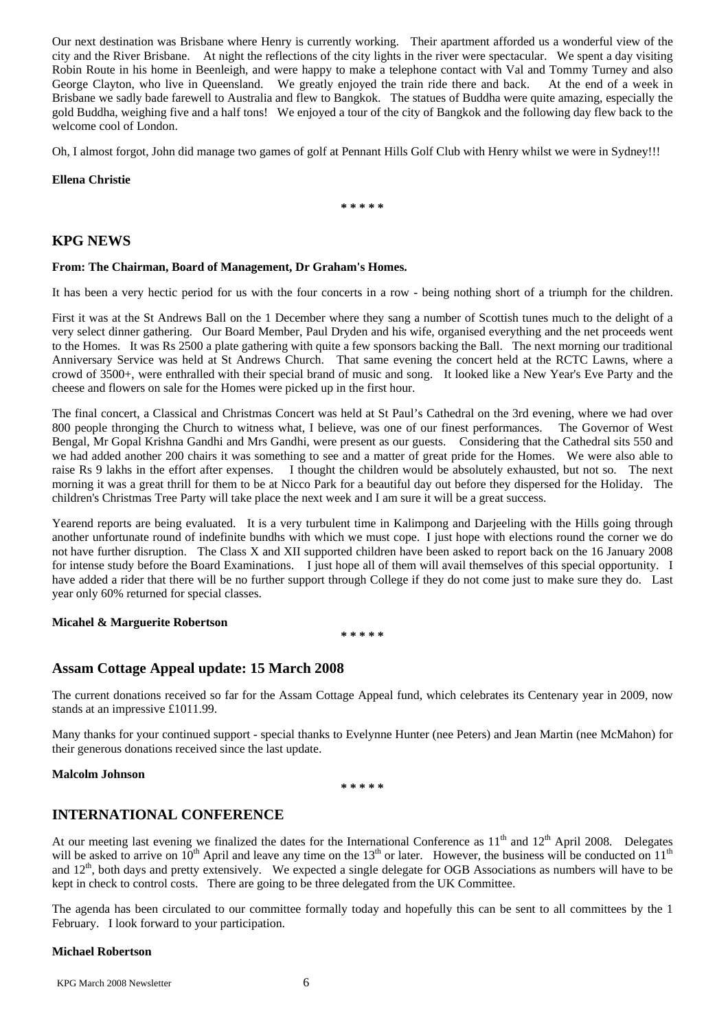Our next destination was Brisbane where Henry is currently working. Their apartment afforded us a wonderful view of the city and the River Brisbane. At night the reflections of the city lights in the river were spectacular. We spent a day visiting Robin Route in his home in Beenleigh, and were happy to make a telephone contact with Val and Tommy Turney and also George Clayton, who live in Queensland. We greatly enjoyed the train ride there and back. At the end of a week in Brisbane we sadly bade farewell to Australia and flew to Bangkok. The statues of Buddha were quite amazing, especially the gold Buddha, weighing five and a half tons! We enjoyed a tour of the city of Bangkok and the following day flew back to the welcome cool of London.

Oh, I almost forgot, John did manage two games of golf at Pennant Hills Golf Club with Henry whilst we were in Sydney!!!

**Ellena Christie**

\* \* \* \* \*

## KPG NEWS

**From: The Chairman, Board of Management, Dr Graham's Homes.**

It has been a very hectic period for us with the four concerts in a row - being nothing short of a triumph for the children.

First it was at the St Andrews Ball on the 1 December where they sang a number of Scottish tunes much to the delight of a very select dinner gathering. Our Board Member, Paul Dryden and his wife, organised everything and the net proceeds went to the Homes. It was Rs 2500 a plate gathering with quite a few sponsors backing the Ball. The next morning our traditional Anniversary Service was held at St Andrews Church. That same evening the concert held at the RCTC Lawns, where a crowd of 3500+, were enthralled with their special brand of music and song. It looked like a New Year's Eve Party and the cheese and flowers on sale for the Homes were picked up in the first hour.

The final concert, a Classical and Christmas Concert was held at St Paul's Cathedral on the 3rd evening, where we had over 800 people thronging the Church to witness what, I believe, was one of our finest performances. The Governor of West Bengal, Mr Gopal Krishna Gandhi and Mrs Gandhi, were present as our guests. Considering that the Cathedral sits 550 and we had added another 200 chairs it was something to see and a matter of great pride for the Homes. We were also able to raise Rs 9 lakhs in the effort after expenses. I thought the children would be absolutely exhausted, but not so. The next morning it was a great thrill for them to be at Nicco Park for a beautiful day out before they dispersed for the Holiday. The children's Christmas Tree Party will take place the next week and I am sure it will be a great success.

Yearend reports are being evaluated. It is a very turbulent time in Kalimpong and Darjeeling with the Hills going through another unfortunate round of indefinite bundhs with which we must cope. I just hope with elections round the corner we do not have further disruption. The Class X and XII supported children have been asked to report back on the 16 January 2008 for intense study before the Board Examinations. I just hope all of them will avail themselves of this special opportunity. I have added a rider that there will be no further support through College if they do not come just to make sure they do. Last year only 60% returned for special classes.

**Micahel & Marguerite Robertson**

\* \* \* \* \*

## Assam Cottage Appeal update: 15 March 2008

The current donations received so far for the Assam Cottage Appeal fund, which celebrates its Centenary year in 2009, now stands at an impressive £1011.99.

Many thanks for your continued support - special thanks to Evelynne Hunter (nee Peters) and Jean Martin (nee McMahon) for their generous donations received since the last update.

**Malcolm Johnson**

\* \* \* \* \*

## INTERNATIONAL CONFERENCE

At our meeting last evening we finalized the dates for the International Conference as 11th and 12th April 2008. Delegates will be asked to arrive on 10th April and leave any time on the 13th or later. However, the business will be conducted on 11th and 12th, both days and pretty extensively. We expected a single delegate for OGB Associations as numbers will have to be kept in check to control costs. There are going to be three delegated from the UK Committee.

The agenda has been circulated to our committee formally today and hopefully this can be sent to all committees by the 1 February. I look forward to your participation.

**Michael Robertson**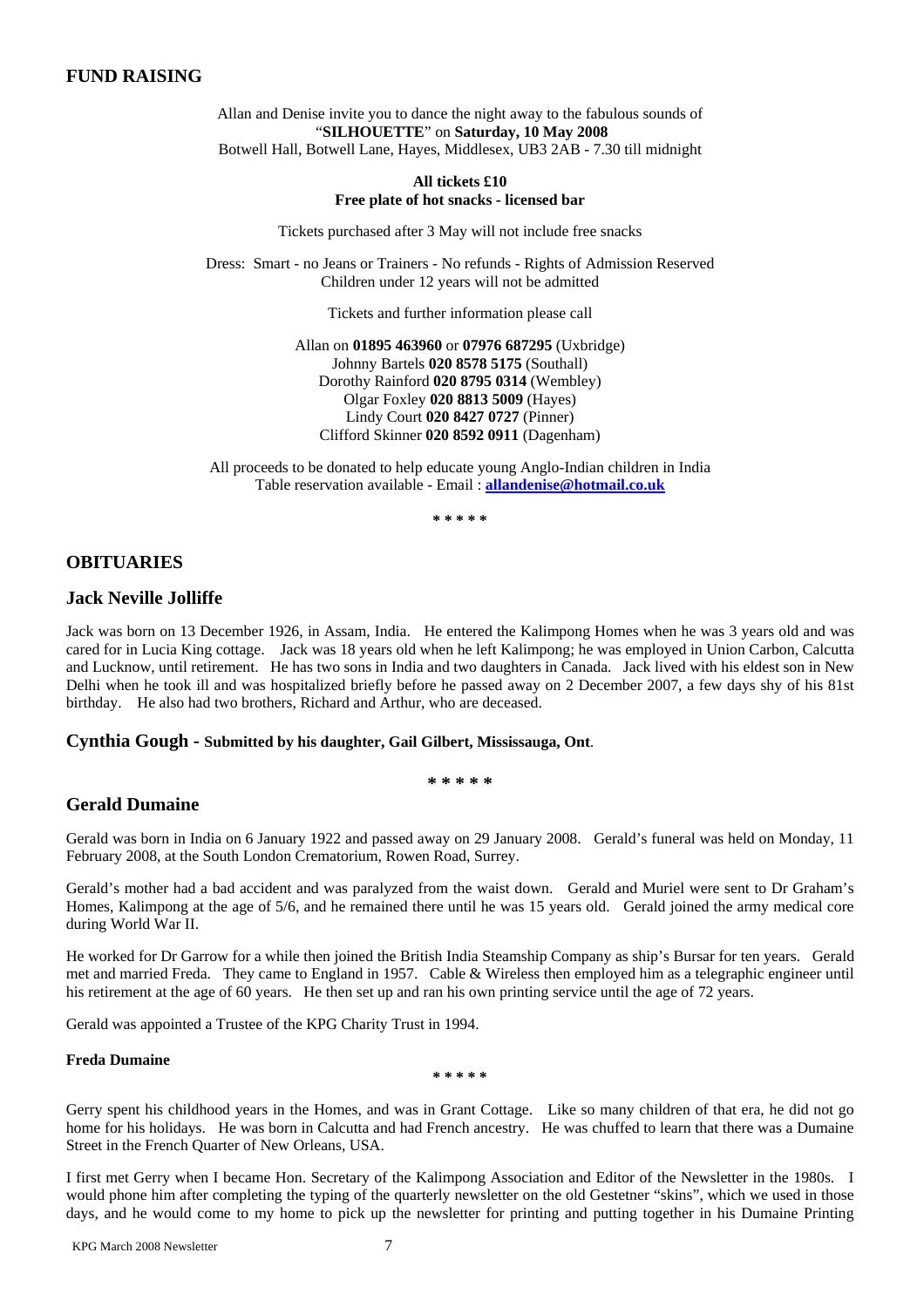## FUND RAISING

Allan and Denise invite you to dance the night away to the fabulous sounds of "**SILHOUETTE**" on **Saturday, 10 May 2008**
Botwell Hall, Botwell Lane, Hayes, Middlesex, UB3 2AB - 7.30 till midnight

**All tickets £10**
**Free plate of hot snacks - licensed bar**

Tickets purchased after 3 May will not include free snacks

Dress: Smart - no Jeans or Trainers - No refunds - Rights of Admission Reserved
Children under 12 years will not be admitted

Tickets and further information please call

Allan on **01895 463960** or **07976 687295** (Uxbridge)
Johnny Bartels **020 8578 5175** (Southall)
Dorothy Rainford **020 8795 0314** (Wembley)
Olgar Foxley **020 8813 5009** (Hayes)
Lindy Court **020 8427 0727** (Pinner)
Clifford Skinner **020 8592 0911** (Dagenham)

All proceeds to be donated to help educate young Anglo-Indian children in India
Table reservation available - Email : **allandenise@hotmail.co.uk**

\* \* \* \* \*

## OBITUARIES

### Jack Neville Jolliffe

Jack was born on 13 December 1926, in Assam, India. He entered the Kalimpong Homes when he was 3 years old and was cared for in Lucia King cottage. Jack was 18 years old when he left Kalimpong; he was employed in Union Carbon, Calcutta and Lucknow, until retirement. He has two sons in India and two daughters in Canada. Jack lived with his eldest son in New Delhi when he took ill and was hospitalized briefly before he passed away on 2 December 2007, a few days shy of his 81st birthday. He also had two brothers, Richard and Arthur, who are deceased.

### Cynthia Gough - Submitted by his daughter, Gail Gilbert, Mississauga, Ont.

\* \* \* \* \*

### Gerald Dumaine

Gerald was born in India on 6 January 1922 and passed away on 29 January 2008. Gerald's funeral was held on Monday, 11 February 2008, at the South London Crematorium, Rowen Road, Surrey.

Gerald's mother had a bad accident and was paralyzed from the waist down. Gerald and Muriel were sent to Dr Graham's Homes, Kalimpong at the age of 5/6, and he remained there until he was 15 years old. Gerald joined the army medical core during World War II.

He worked for Dr Garrow for a while then joined the British India Steamship Company as ship's Bursar for ten years. Gerald met and married Freda. They came to England in 1957. Cable & Wireless then employed him as a telegraphic engineer until his retirement at the age of 60 years. He then set up and ran his own printing service until the age of 72 years.

Gerald was appointed a Trustee of the KPG Charity Trust in 1994.

**Freda Dumaine**

\* \* \* \* \*

Gerry spent his childhood years in the Homes, and was in Grant Cottage. Like so many children of that era, he did not go home for his holidays. He was born in Calcutta and had French ancestry. He was chuffed to learn that there was a Dumaine Street in the French Quarter of New Orleans, USA.

I first met Gerry when I became Hon. Secretary of the Kalimpong Association and Editor of the Newsletter in the 1980s. I would phone him after completing the typing of the quarterly newsletter on the old Gestetner "skins", which we used in those days, and he would come to my home to pick up the newsletter for printing and putting together in his Dumaine Printing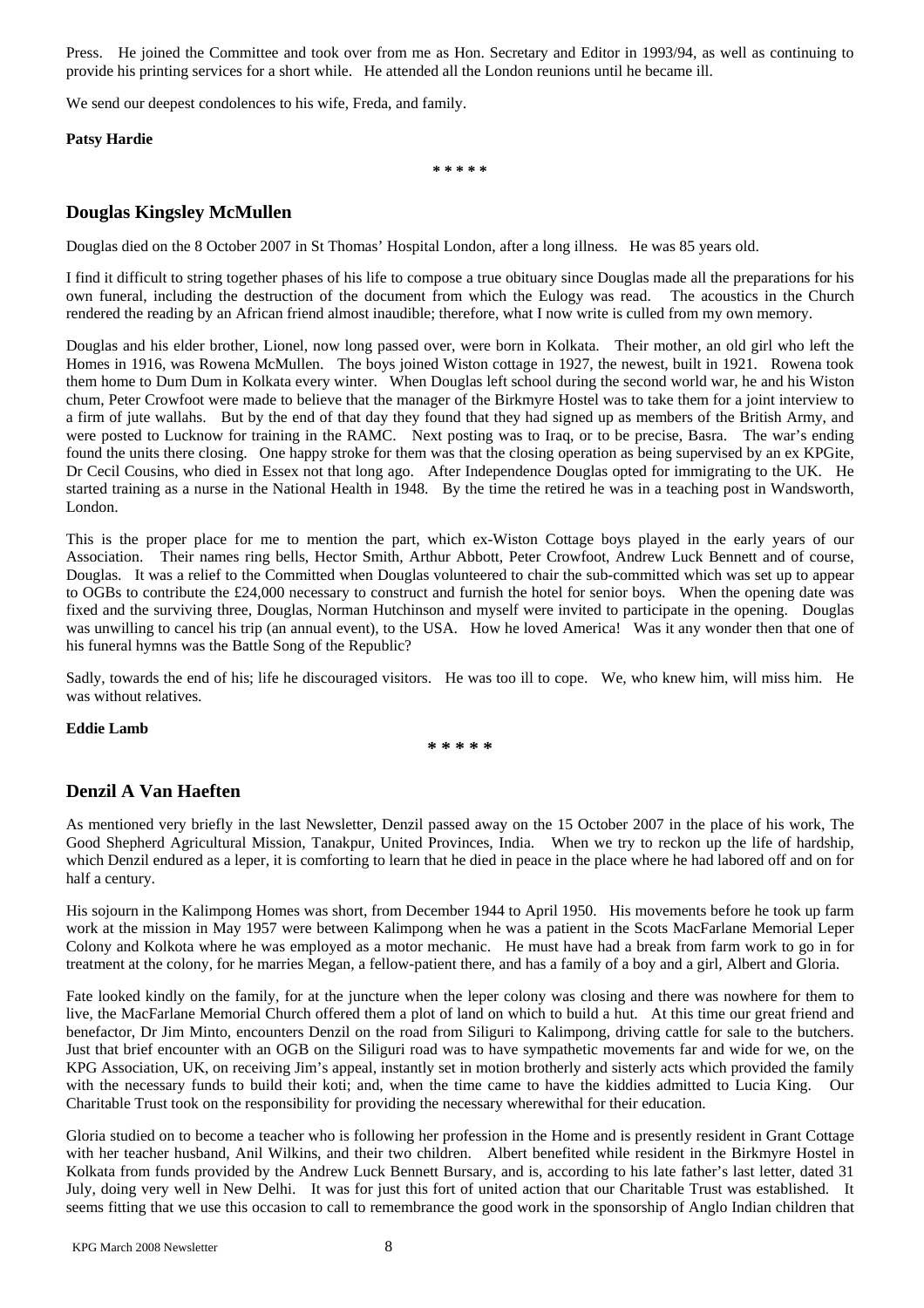Press. He joined the Committee and took over from me as Hon. Secretary and Editor in 1993/94, as well as continuing to provide his printing services for a short while. He attended all the London reunions until he became ill.

We send our deepest condolences to his wife, Freda, and family.

**Patsy Hardie**

* * * * *

## Douglas Kingsley McMullen

Douglas died on the 8 October 2007 in St Thomas' Hospital London, after a long illness. He was 85 years old.

I find it difficult to string together phases of his life to compose a true obituary since Douglas made all the preparations for his own funeral, including the destruction of the document from which the Eulogy was read. The acoustics in the Church rendered the reading by an African friend almost inaudible; therefore, what I now write is culled from my own memory.

Douglas and his elder brother, Lionel, now long passed over, were born in Kolkata. Their mother, an old girl who left the Homes in 1916, was Rowena McMullen. The boys joined Wiston cottage in 1927, the newest, built in 1921. Rowena took them home to Dum Dum in Kolkata every winter. When Douglas left school during the second world war, he and his Wiston chum, Peter Crowfoot were made to believe that the manager of the Birkmyre Hostel was to take them for a joint interview to a firm of jute wallahs. But by the end of that day they found that they had signed up as members of the British Army, and were posted to Lucknow for training in the RAMC. Next posting was to Iraq, or to be precise, Basra. The war's ending found the units there closing. One happy stroke for them was that the closing operation as being supervised by an ex KPGite, Dr Cecil Cousins, who died in Essex not that long ago. After Independence Douglas opted for immigrating to the UK. He started training as a nurse in the National Health in 1948. By the time the retired he was in a teaching post in Wandsworth, London.

This is the proper place for me to mention the part, which ex-Wiston Cottage boys played in the early years of our Association. Their names ring bells, Hector Smith, Arthur Abbott, Peter Crowfoot, Andrew Luck Bennett and of course, Douglas. It was a relief to the Committed when Douglas volunteered to chair the sub-committed which was set up to appear to OGBs to contribute the £24,000 necessary to construct and furnish the hotel for senior boys. When the opening date was fixed and the surviving three, Douglas, Norman Hutchinson and myself were invited to participate in the opening. Douglas was unwilling to cancel his trip (an annual event), to the USA. How he loved America! Was it any wonder then that one of his funeral hymns was the Battle Song of the Republic?

Sadly, towards the end of his; life he discouraged visitors. He was too ill to cope. We, who knew him, will miss him. He was without relatives.

**Eddie Lamb**

* * * * *

## Denzil A Van Haeften

As mentioned very briefly in the last Newsletter, Denzil passed away on the 15 October 2007 in the place of his work, The Good Shepherd Agricultural Mission, Tanakpur, United Provinces, India. When we try to reckon up the life of hardship, which Denzil endured as a leper, it is comforting to learn that he died in peace in the place where he had labored off and on for half a century.

His sojourn in the Kalimpong Homes was short, from December 1944 to April 1950. His movements before he took up farm work at the mission in May 1957 were between Kalimpong when he was a patient in the Scots MacFarlane Memorial Leper Colony and Kolkota where he was employed as a motor mechanic. He must have had a break from farm work to go in for treatment at the colony, for he marries Megan, a fellow-patient there, and has a family of a boy and a girl, Albert and Gloria.

Fate looked kindly on the family, for at the juncture when the leper colony was closing and there was nowhere for them to live, the MacFarlane Memorial Church offered them a plot of land on which to build a hut. At this time our great friend and benefactor, Dr Jim Minto, encounters Denzil on the road from Siliguri to Kalimpong, driving cattle for sale to the butchers. Just that brief encounter with an OGB on the Siliguri road was to have sympathetic movements far and wide for we, on the KPG Association, UK, on receiving Jim's appeal, instantly set in motion brotherly and sisterly acts which provided the family with the necessary funds to build their koti; and, when the time came to have the kiddies admitted to Lucia King. Our Charitable Trust took on the responsibility for providing the necessary wherewithal for their education.

Gloria studied on to become a teacher who is following her profession in the Home and is presently resident in Grant Cottage with her teacher husband, Anil Wilkins, and their two children. Albert benefited while resident in the Birkmyre Hostel in Kolkata from funds provided by the Andrew Luck Bennett Bursary, and is, according to his late father's last letter, dated 31 July, doing very well in New Delhi. It was for just this fort of united action that our Charitable Trust was established. It seems fitting that we use this occasion to call to remembrance the good work in the sponsorship of Anglo Indian children that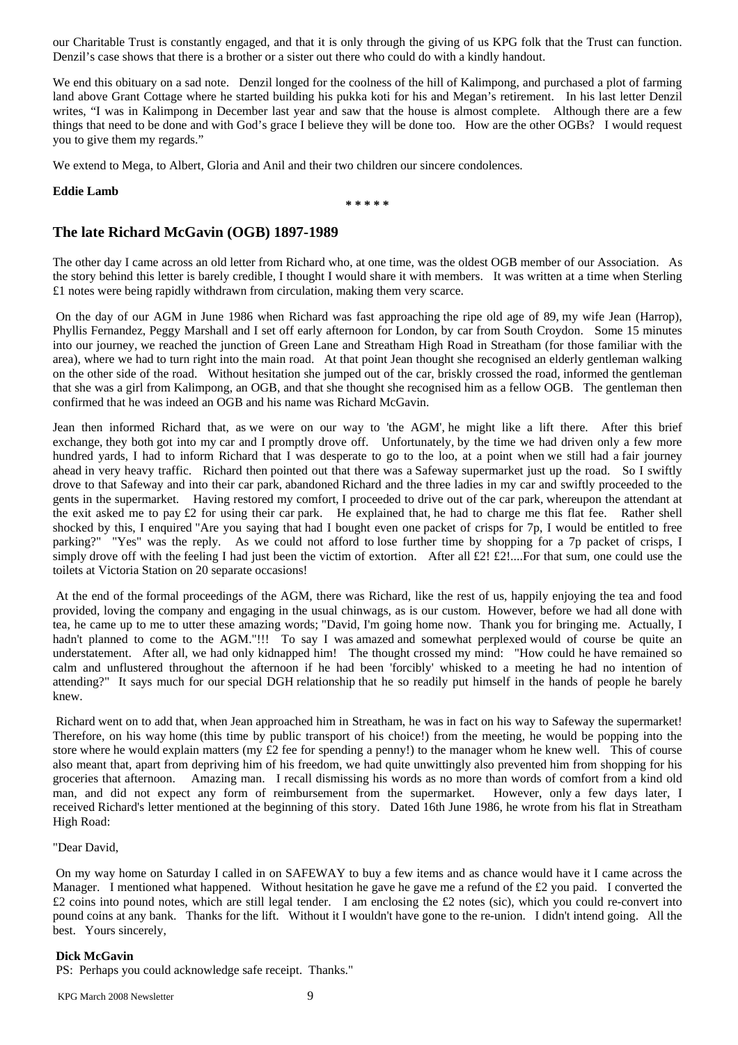our Charitable Trust is constantly engaged, and that it is only through the giving of us KPG folk that the Trust can function. Denzil's case shows that there is a brother or a sister out there who could do with a kindly handout.

We end this obituary on a sad note. Denzil longed for the coolness of the hill of Kalimpong, and purchased a plot of farming land above Grant Cottage where he started building his pukka koti for his and Megan's retirement. In his last letter Denzil writes, "I was in Kalimpong in December last year and saw that the house is almost complete. Although there are a few things that need to be done and with God's grace I believe they will be done too. How are the other OGBs? I would request you to give them my regards."

We extend to Mega, to Albert, Gloria and Anil and their two children our sincere condolences.

**Eddie Lamb**

\* \* \* \* \*

## The late Richard McGavin (OGB) 1897-1989

The other day I came across an old letter from Richard who, at one time, was the oldest OGB member of our Association. As the story behind this letter is barely credible, I thought I would share it with members. It was written at a time when Sterling £1 notes were being rapidly withdrawn from circulation, making them very scarce.

On the day of our AGM in June 1986 when Richard was fast approaching the ripe old age of 89, my wife Jean (Harrop), Phyllis Fernandez, Peggy Marshall and I set off early afternoon for London, by car from South Croydon. Some 15 minutes into our journey, we reached the junction of Green Lane and Streatham High Road in Streatham (for those familiar with the area), where we had to turn right into the main road. At that point Jean thought she recognised an elderly gentleman walking on the other side of the road. Without hesitation she jumped out of the car, briskly crossed the road, informed the gentleman that she was a girl from Kalimpong, an OGB, and that she thought she recognised him as a fellow OGB. The gentleman then confirmed that he was indeed an OGB and his name was Richard McGavin.

Jean then informed Richard that, as we were on our way to 'the AGM', he might like a lift there. After this brief exchange, they both got into my car and I promptly drove off. Unfortunately, by the time we had driven only a few more hundred yards, I had to inform Richard that I was desperate to go to the loo, at a point when we still had a fair journey ahead in very heavy traffic. Richard then pointed out that there was a Safeway supermarket just up the road. So I swiftly drove to that Safeway and into their car park, abandoned Richard and the three ladies in my car and swiftly proceeded to the gents in the supermarket. Having restored my comfort, I proceeded to drive out of the car park, whereupon the attendant at the exit asked me to pay £2 for using their car park. He explained that, he had to charge me this flat fee. Rather shell shocked by this, I enquired "Are you saying that had I bought even one packet of crisps for 7p, I would be entitled to free parking?" "Yes" was the reply. As we could not afford to lose further time by shopping for a 7p packet of crisps, I simply drove off with the feeling I had just been the victim of extortion. After all £2! £2!....For that sum, one could use the toilets at Victoria Station on 20 separate occasions!

At the end of the formal proceedings of the AGM, there was Richard, like the rest of us, happily enjoying the tea and food provided, loving the company and engaging in the usual chinwags, as is our custom. However, before we had all done with tea, he came up to me to utter these amazing words; "David, I'm going home now. Thank you for bringing me. Actually, I hadn't planned to come to the AGM."!!! To say I was amazed and somewhat perplexed would of course be quite an understatement. After all, we had only kidnapped him! The thought crossed my mind: "How could he have remained so calm and unflustered throughout the afternoon if he had been 'forcibly' whisked to a meeting he had no intention of attending?" It says much for our special DGH relationship that he so readily put himself in the hands of people he barely knew.

Richard went on to add that, when Jean approached him in Streatham, he was in fact on his way to Safeway the supermarket! Therefore, on his way home (this time by public transport of his choice!) from the meeting, he would be popping into the store where he would explain matters (my £2 fee for spending a penny!) to the manager whom he knew well. This of course also meant that, apart from depriving him of his freedom, we had quite unwittingly also prevented him from shopping for his groceries that afternoon. Amazing man. I recall dismissing his words as no more than words of comfort from a kind old man, and did not expect any form of reimbursement from the supermarket. However, only a few days later, I received Richard's letter mentioned at the beginning of this story. Dated 16th June 1986, he wrote from his flat in Streatham High Road:

"Dear David,

On my way home on Saturday I called in on SAFEWAY to buy a few items and as chance would have it I came across the Manager. I mentioned what happened. Without hesitation he gave he gave me a refund of the £2 you paid. I converted the £2 coins into pound notes, which are still legal tender. I am enclosing the £2 notes (sic), which you could re-convert into pound coins at any bank. Thanks for the lift. Without it I wouldn't have gone to the re-union. I didn't intend going. All the best. Yours sincerely,

**Dick McGavin**

PS: Perhaps you could acknowledge safe receipt. Thanks."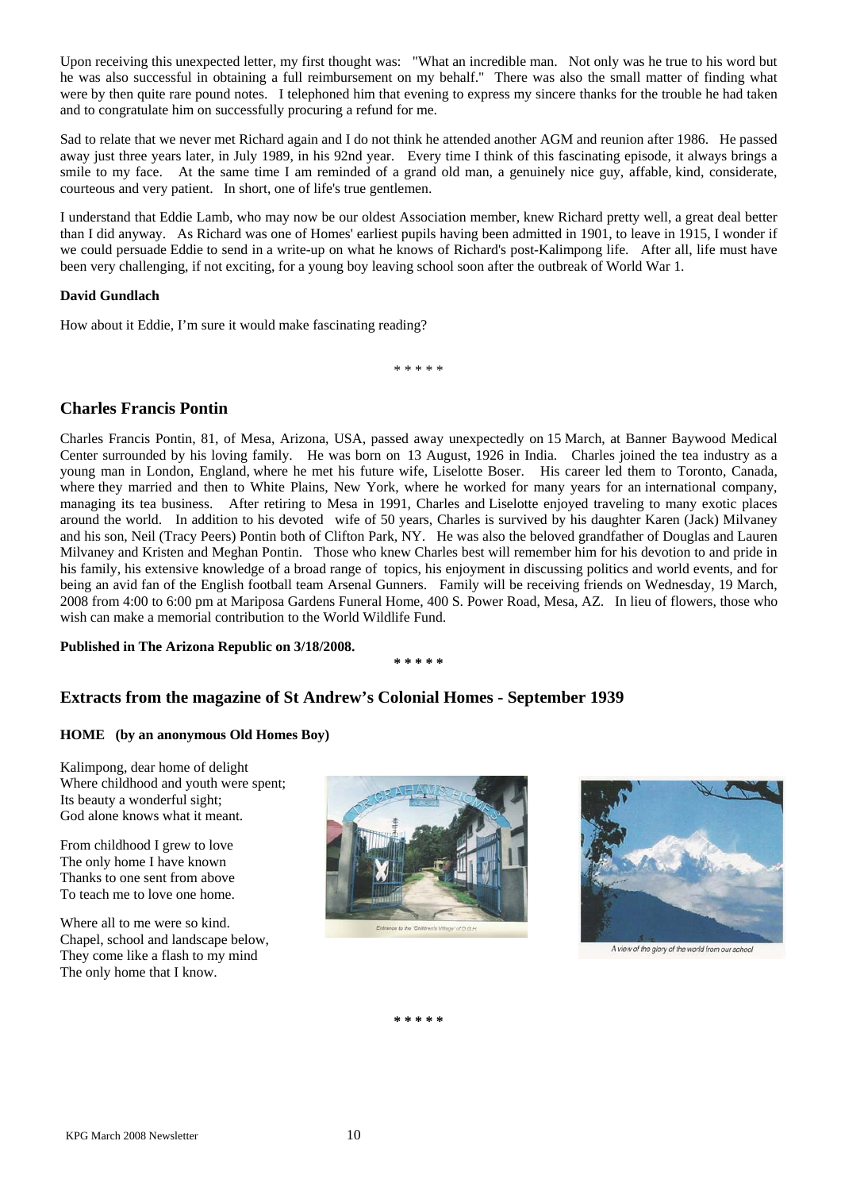Upon receiving this unexpected letter, my first thought was: "What an incredible man. Not only was he true to his word but he was also successful in obtaining a full reimbursement on my behalf." There was also the small matter of finding what were by then quite rare pound notes. I telephoned him that evening to express my sincere thanks for the trouble he had taken and to congratulate him on successfully procuring a refund for me.

Sad to relate that we never met Richard again and I do not think he attended another AGM and reunion after 1986. He passed away just three years later, in July 1989, in his 92nd year. Every time I think of this fascinating episode, it always brings a smile to my face. At the same time I am reminded of a grand old man, a genuinely nice guy, affable, kind, considerate, courteous and very patient. In short, one of life's true gentlemen.

I understand that Eddie Lamb, who may now be our oldest Association member, knew Richard pretty well, a great deal better than I did anyway. As Richard was one of Homes' earliest pupils having been admitted in 1901, to leave in 1915, I wonder if we could persuade Eddie to send in a write-up on what he knows of Richard's post-Kalimpong life. After all, life must have been very challenging, if not exciting, for a young boy leaving school soon after the outbreak of World War 1.

**David Gundlach**

How about it Eddie, I'm sure it would make fascinating reading?

\* \* \* \* \*

## Charles Francis Pontin

Charles Francis Pontin, 81, of Mesa, Arizona, USA, passed away unexpectedly on 15 March, at Banner Baywood Medical Center surrounded by his loving family. He was born on 13 August, 1926 in India. Charles joined the tea industry as a young man in London, England, where he met his future wife, Liselotte Boser. His career led them to Toronto, Canada, where they married and then to White Plains, New York, where he worked for many years for an international company, managing its tea business. After retiring to Mesa in 1991, Charles and Liselotte enjoyed traveling to many exotic places around the world. In addition to his devoted wife of 50 years, Charles is survived by his daughter Karen (Jack) Milvaney and his son, Neil (Tracy Peers) Pontin both of Clifton Park, NY. He was also the beloved grandfather of Douglas and Lauren Milvaney and Kristen and Meghan Pontin. Those who knew Charles best will remember him for his devotion to and pride in his family, his extensive knowledge of a broad range of topics, his enjoyment in discussing politics and world events, and for being an avid fan of the English football team Arsenal Gunners. Family will be receiving friends on Wednesday, 19 March, 2008 from 4:00 to 6:00 pm at Mariposa Gardens Funeral Home, 400 S. Power Road, Mesa, AZ. In lieu of flowers, those who wish can make a memorial contribution to the World Wildlife Fund.

**Published in The Arizona Republic on 3/18/2008.**

\* \* \* \* \*

## Extracts from the magazine of St Andrew's Colonial Homes - September 1939

**HOME (by an anonymous Old Homes Boy)**

Kalimpong, dear home of delight
Where childhood and youth were spent;
Its beauty a wonderful sight;
God alone knows what it meant.

From childhood I grew to love
The only home I have known
Thanks to one sent from above
To teach me to love one home.

Where all to me were so kind.
Chapel, school and landscape below,
They come like a flash to my mind
The only home that I know.

Entrance to the 'Children's Village' of D.G.H.

A view of the glory of the world from our school

\* \* \* \* \*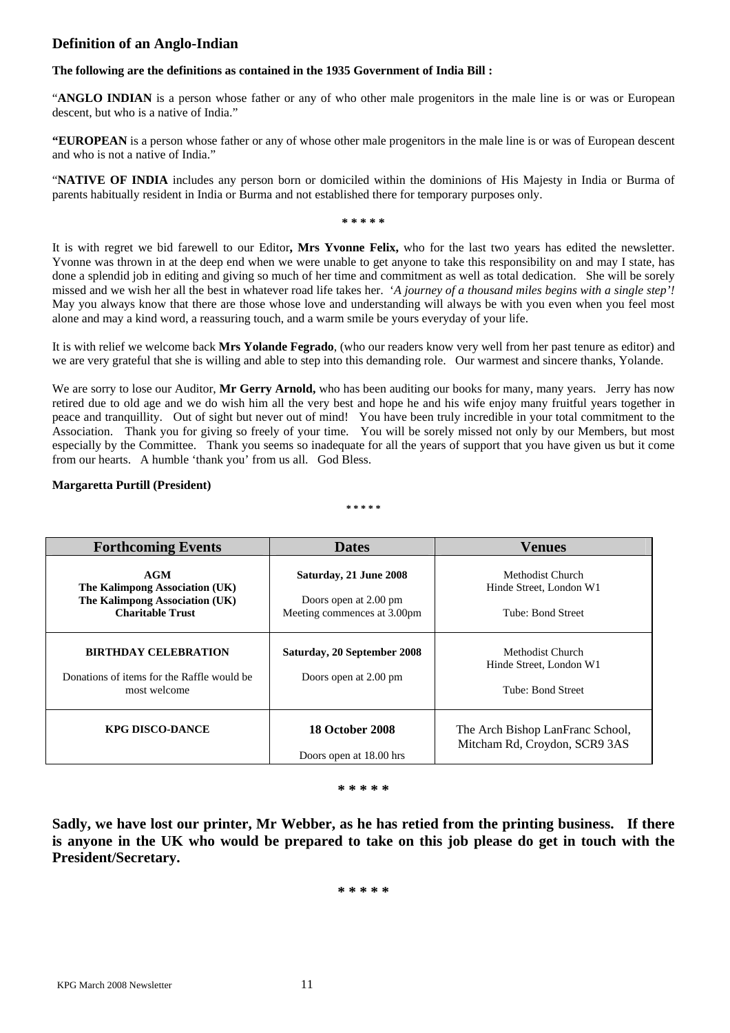## Definition of an Anglo-Indian

**The following are the definitions as contained in the 1935 Government of India Bill :**

"**ANGLO INDIAN** is a person whose father or any of who other male progenitors in the male line is or was or European descent, but who is a native of India."

**"EUROPEAN** is a person whose father or any of whose other male progenitors in the male line is or was of European descent and who is not a native of India."

"**NATIVE OF INDIA** includes any person born or domiciled within the dominions of His Majesty in India or Burma of parents habitually resident in India or Burma and not established there for temporary purposes only.

\* \* \* \* \*

It is with regret we bid farewell to our Editor**, Mrs Yvonne Felix,** who for the last two years has edited the newsletter. Yvonne was thrown in at the deep end when we were unable to get anyone to take this responsibility on and may I state, has done a splendid job in editing and giving so much of her time and commitment as well as total dedication. She will be sorely missed and we wish her all the best in whatever road life takes her. '*A journey of a thousand miles begins with a single step'!* May you always know that there are those whose love and understanding will always be with you even when you feel most alone and may a kind word, a reassuring touch, and a warm smile be yours everyday of your life.

It is with relief we welcome back **Mrs Yolande Fegrado**, (who our readers know very well from her past tenure as editor) and we are very grateful that she is willing and able to step into this demanding role. Our warmest and sincere thanks, Yolande.

We are sorry to lose our Auditor, **Mr Gerry Arnold,** who has been auditing our books for many, many years. Jerry has now retired due to old age and we do wish him all the very best and hope he and his wife enjoy many fruitful years together in peace and tranquillity. Out of sight but never out of mind! You have been truly incredible in your total commitment to the Association. Thank you for giving so freely of your time. You will be sorely missed not only by our Members, but most especially by the Committee. Thank you seems so inadequate for all the years of support that you have given us but it come from our hearts. A humble 'thank you' from us all. God Bless.

**Margaretta Purtill (President)**

\* \* \* \* \*

| Forthcoming Events | Dates | Venues |
|---|---|---|
| **AGM**<br>**The Kalimpong Association (UK)**<br>**The Kalimpong Association (UK) Charitable Trust** | **Saturday, 21 June 2008**<br><br>Doors open at 2.00 pm<br>Meeting commences at 3.00pm | Methodist Church<br>Hinde Street, London W1<br><br>Tube: Bond Street |
| **BIRTHDAY CELEBRATION**<br><br>Donations of items for the Raffle would be most welcome | **Saturday, 20 September 2008**<br><br>Doors open at 2.00 pm | Methodist Church<br>Hinde Street, London W1<br><br>Tube: Bond Street |
| **KPG DISCO-DANCE** | **18 October 2008**<br><br>Doors open at 18.00 hrs | The Arch Bishop LanFranc School, Mitcham Rd, Croydon, SCR9 3AS |

\* \* \* \* \*

**Sadly, we have lost our printer, Mr Webber, as he has retied from the printing business. If there is anyone in the UK who would be prepared to take on this job please do get in touch with the President/Secretary.**

\* \* \* \* \*